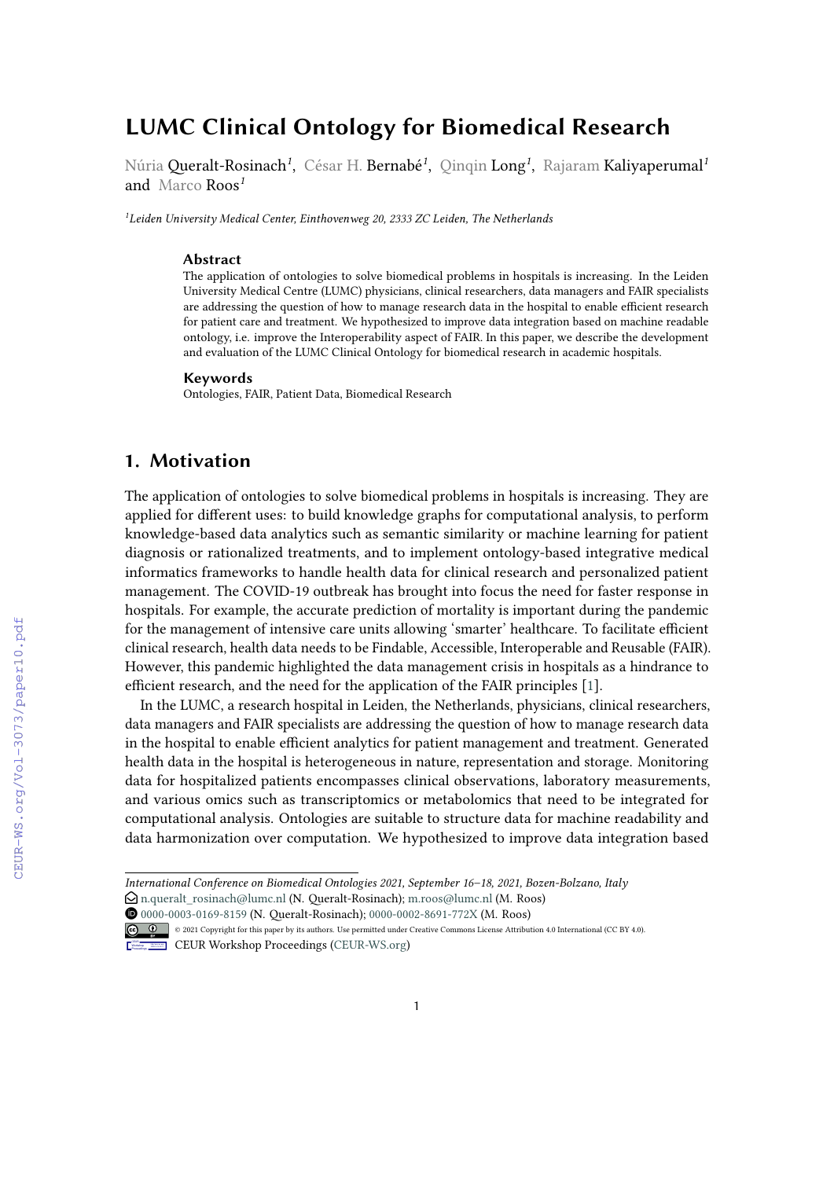# LUMC Clinical Ontology for Biomedical Research

Núria Queralt-Rosinach[1], César H. Bernabé[1], Qinqin Long[1], Rajaram Kaliyaperumal[1] and Marco Roos[1]

[1]*Leiden University Medical Center, Einthovenweg 20, 2333 ZC Leiden, The Netherlands*

### Abstract

The application of ontologies to solve biomedical problems in hospitals is increasing. In the Leiden University Medical Centre (LUMC) physicians, clinical researchers, data managers and FAIR specialists are addressing the question of how to manage research data in the hospital to enable efficient research for patient care and treatment. We hypothesized to improve data integration based on machine readable ontology, i.e. improve the Interoperability aspect of FAIR. In this paper, we describe the development and evaluation of the LUMC Clinical Ontology for biomedical research in academic hospitals.

### Keywords

Ontologies, FAIR, Patient Data, Biomedical Research

## 1. Motivation

The application of ontologies to solve biomedical problems in hospitals is increasing. They are applied for different uses: to build knowledge graphs for computational analysis, to perform knowledge-based data analytics such as semantic similarity or machine learning for patient diagnosis or rationalized treatments, and to implement ontology-based integrative medical informatics frameworks to handle health data for clinical research and personalized patient management. The COVID-19 outbreak has brought into focus the need for faster response in hospitals. For example, the accurate prediction of mortality is important during the pandemic for the management of intensive care units allowing 'smarter' healthcare. To facilitate efficient clinical research, health data needs to be Findable, Accessible, Interoperable and Reusable (FAIR). However, this pandemic highlighted the data management crisis in hospitals as a hindrance to efficient research, and the need for the application of the FAIR principles [1].

In the LUMC, a research hospital in Leiden, the Netherlands, physicians, clinical researchers, data managers and FAIR specialists are addressing the question of how to manage research data in the hospital to enable efficient analytics for patient management and treatment. Generated health data in the hospital is heterogeneous in nature, representation and storage. Monitoring data for hospitalized patients encompasses clinical observations, laboratory measurements, and various omics such as transcriptomics or metabolomics that need to be integrated for computational analysis. Ontologies are suitable to structure data for machine readability and data harmonization over computation. We hypothesized to improve data integration based

---

*International Conference on Biomedical Ontologies 2021, September 16–18, 2021, Bozen-Bolzano, Italy*
n.queralt_rosinach@lumc.nl (N. Queralt-Rosinach); m.roos@lumc.nl (M. Roos)
0000-0003-0169-8159 (N. Queralt-Rosinach); 0000-0002-8691-772X (M. Roos)
© 2021 Copyright for this paper by its authors. Use permitted under Creative Commons License Attribution 4.0 International (CC BY 4.0).
CEUR Workshop Proceedings (CEUR-WS.org)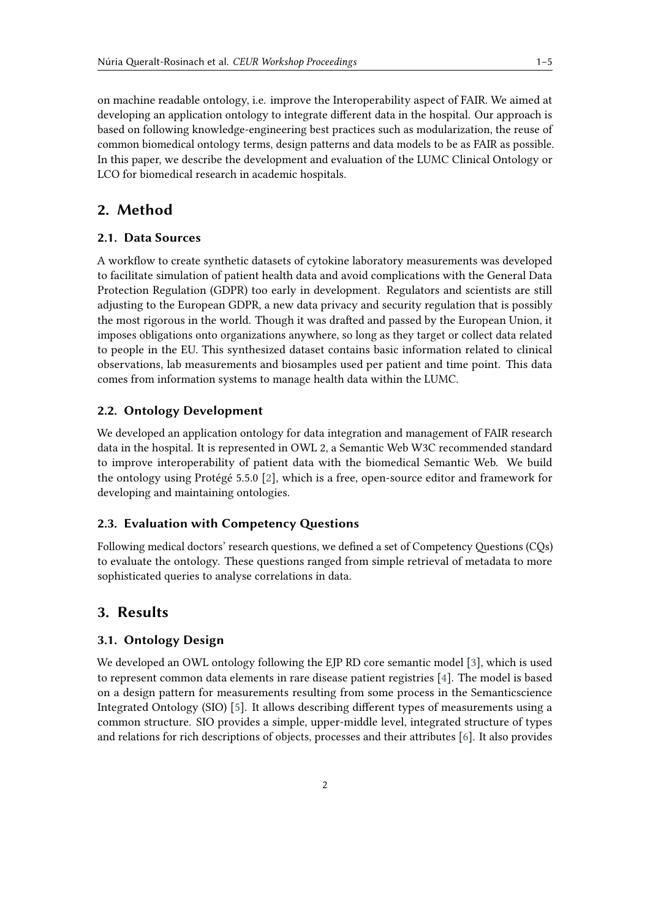on machine readable ontology, i.e. improve the Interoperability aspect of FAIR. We aimed at developing an application ontology to integrate different data in the hospital. Our approach is based on following knowledge-engineering best practices such as modularization, the reuse of common biomedical ontology terms, design patterns and data models to be as FAIR as possible. In this paper, we describe the development and evaluation of the LUMC Clinical Ontology or LCO for biomedical research in academic hospitals.

## 2. Method

### 2.1. Data Sources

A workflow to create synthetic datasets of cytokine laboratory measurements was developed to facilitate simulation of patient health data and avoid complications with the General Data Protection Regulation (GDPR) too early in development. Regulators and scientists are still adjusting to the European GDPR, a new data privacy and security regulation that is possibly the most rigorous in the world. Though it was drafted and passed by the European Union, it imposes obligations onto organizations anywhere, so long as they target or collect data related to people in the EU. This synthesized dataset contains basic information related to clinical observations, lab measurements and biosamples used per patient and time point. This data comes from information systems to manage health data within the LUMC.

### 2.2. Ontology Development

We developed an application ontology for data integration and management of FAIR research data in the hospital. It is represented in OWL 2, a Semantic Web W3C recommended standard to improve interoperability of patient data with the biomedical Semantic Web. We build the ontology using Protégé 5.5.0 [2], which is a free, open-source editor and framework for developing and maintaining ontologies.

### 2.3. Evaluation with Competency Questions

Following medical doctors' research questions, we defined a set of Competency Questions (CQs) to evaluate the ontology. These questions ranged from simple retrieval of metadata to more sophisticated queries to analyse correlations in data.

## 3. Results

### 3.1. Ontology Design

We developed an OWL ontology following the EJP RD core semantic model [3], which is used to represent common data elements in rare disease patient registries [4]. The model is based on a design pattern for measurements resulting from some process in the Semanticscience Integrated Ontology (SIO) [5]. It allows describing different types of measurements using a common structure. SIO provides a simple, upper-middle level, integrated structure of types and relations for rich descriptions of objects, processes and their attributes [6]. It also provides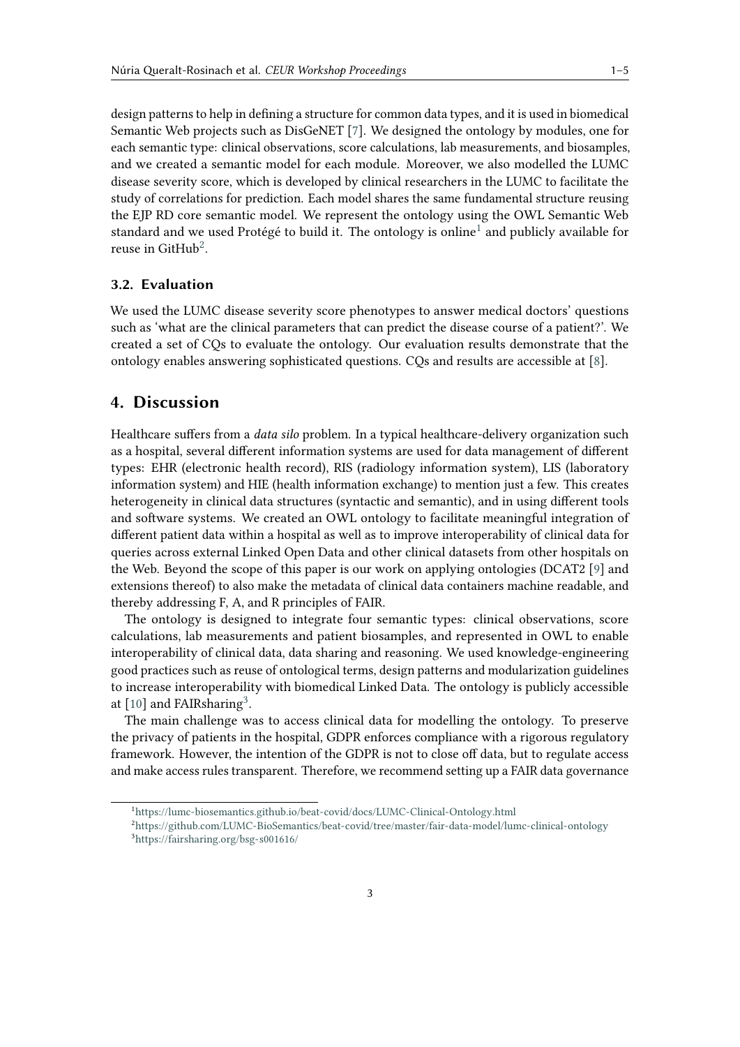design patterns to help in defining a structure for common data types, and it is used in biomedical Semantic Web projects such as DisGeNET [7]. We designed the ontology by modules, one for each semantic type: clinical observations, score calculations, lab measurements, and biosamples, and we created a semantic model for each module. Moreover, we also modelled the LUMC disease severity score, which is developed by clinical researchers in the LUMC to facilitate the study of correlations for prediction. Each model shares the same fundamental structure reusing the EJP RD core semantic model. We represent the ontology using the OWL Semantic Web standard and we used Protégé to build it. The ontology is online[1] and publicly available for reuse in GitHub[2].

### 3.2. Evaluation

We used the LUMC disease severity score phenotypes to answer medical doctors' questions such as 'what are the clinical parameters that can predict the disease course of a patient?'. We created a set of CQs to evaluate the ontology. Our evaluation results demonstrate that the ontology enables answering sophisticated questions. CQs and results are accessible at [8].

## 4. Discussion

Healthcare suffers from a *data silo* problem. In a typical healthcare-delivery organization such as a hospital, several different information systems are used for data management of different types: EHR (electronic health record), RIS (radiology information system), LIS (laboratory information system) and HIE (health information exchange) to mention just a few. This creates heterogeneity in clinical data structures (syntactic and semantic), and in using different tools and software systems. We created an OWL ontology to facilitate meaningful integration of different patient data within a hospital as well as to improve interoperability of clinical data for queries across external Linked Open Data and other clinical datasets from other hospitals on the Web. Beyond the scope of this paper is our work on applying ontologies (DCAT2 [9] and extensions thereof) to also make the metadata of clinical data containers machine readable, and thereby addressing F, A, and R principles of FAIR.

The ontology is designed to integrate four semantic types: clinical observations, score calculations, lab measurements and patient biosamples, and represented in OWL to enable interoperability of clinical data, data sharing and reasoning. We used knowledge-engineering good practices such as reuse of ontological terms, design patterns and modularization guidelines to increase interoperability with biomedical Linked Data. The ontology is publicly accessible at [10] and FAIRsharing[3].

The main challenge was to access clinical data for modelling the ontology. To preserve the privacy of patients in the hospital, GDPR enforces compliance with a rigorous regulatory framework. However, the intention of the GDPR is not to close off data, but to regulate access and make access rules transparent. Therefore, we recommend setting up a FAIR data governance

---

[1] https://lumc-biosemantics.github.io/beat-covid/docs/LUMC-Clinical-Ontology.html

[2] https://github.com/LUMC-BioSemantics/beat-covid/tree/master/fair-data-model/lumc-clinical-ontology

[3] https://fairsharing.org/bsg-s001616/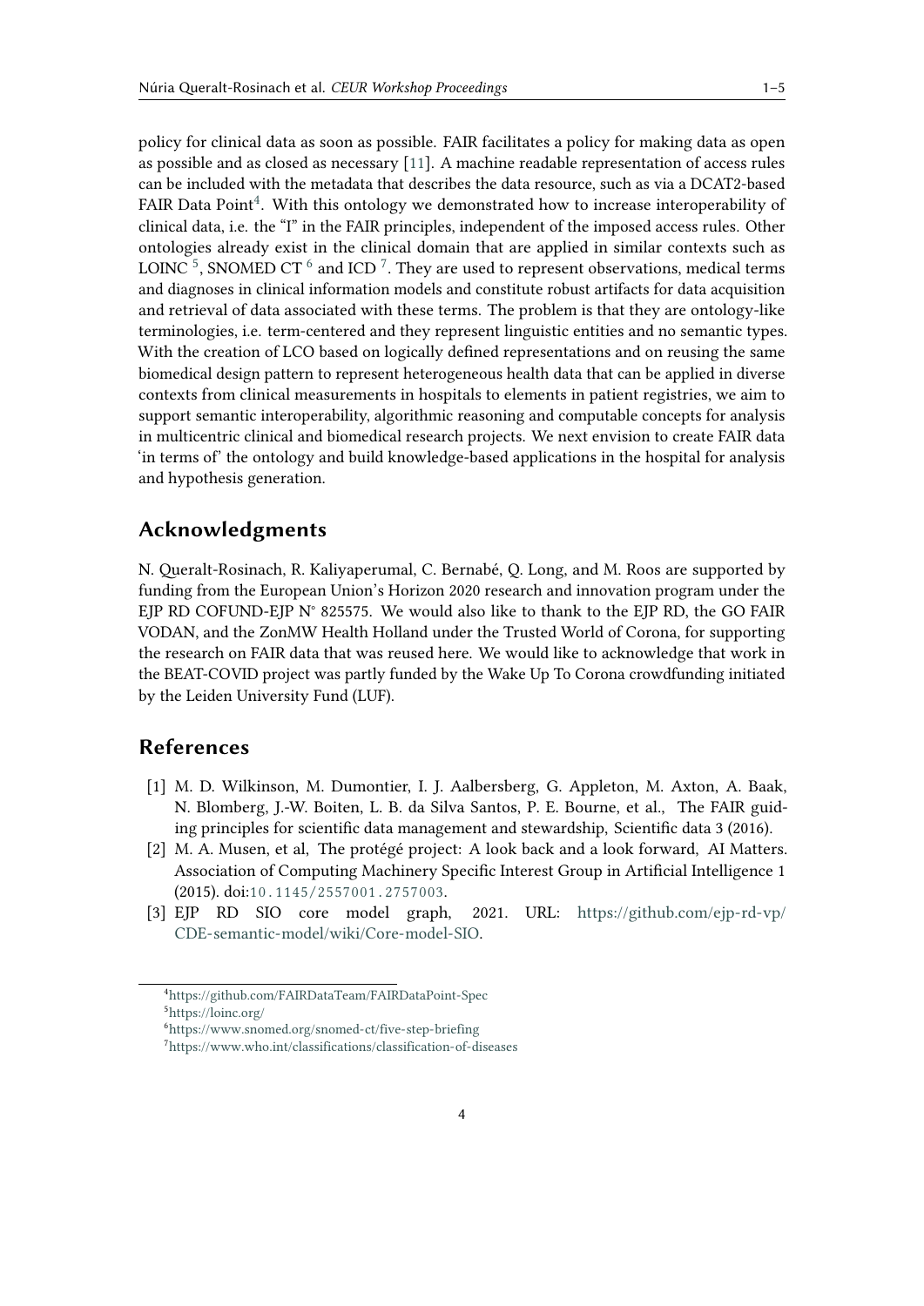policy for clinical data as soon as possible. FAIR facilitates a policy for making data as open as possible and as closed as necessary [11]. A machine readable representation of access rules can be included with the metadata that describes the data resource, such as via a DCAT2-based FAIR Data Point[4]. With this ontology we demonstrated how to increase interoperability of clinical data, i.e. the "I" in the FAIR principles, independent of the imposed access rules. Other ontologies already exist in the clinical domain that are applied in similar contexts such as LOINC [5], SNOMED CT [6] and ICD [7]. They are used to represent observations, medical terms and diagnoses in clinical information models and constitute robust artifacts for data acquisition and retrieval of data associated with these terms. The problem is that they are ontology-like terminologies, i.e. term-centered and they represent linguistic entities and no semantic types. With the creation of LCO based on logically defined representations and on reusing the same biomedical design pattern to represent heterogeneous health data that can be applied in diverse contexts from clinical measurements in hospitals to elements in patient registries, we aim to support semantic interoperability, algorithmic reasoning and computable concepts for analysis in multicentric clinical and biomedical research projects. We next envision to create FAIR data 'in terms of' the ontology and build knowledge-based applications in the hospital for analysis and hypothesis generation.

## Acknowledgments

N. Queralt-Rosinach, R. Kaliyaperumal, C. Bernabé, Q. Long, and M. Roos are supported by funding from the European Union's Horizon 2020 research and innovation program under the EJP RD COFUND-EJP N° 825575. We would also like to thank to the EJP RD, the GO FAIR VODAN, and the ZonMW Health Holland under the Trusted World of Corona, for supporting the research on FAIR data that was reused here. We would like to acknowledge that work in the BEAT-COVID project was partly funded by the Wake Up To Corona crowdfunding initiated by the Leiden University Fund (LUF).

## References

[1] M. D. Wilkinson, M. Dumontier, I. J. Aalbersberg, G. Appleton, M. Axton, A. Baak, N. Blomberg, J.-W. Boiten, L. B. da Silva Santos, P. E. Bourne, et al., The FAIR guiding principles for scientific data management and stewardship, Scientific data 3 (2016).

[2] M. A. Musen, et al, The protégé project: A look back and a look forward, AI Matters. Association of Computing Machinery Specific Interest Group in Artificial Intelligence 1 (2015). doi:10.1145/2557001.2757003.

[3] EJP RD SIO core model graph, 2021. URL: https://github.com/ejp-rd-vp/CDE-semantic-model/wiki/Core-model-SIO.

---

[4] https://github.com/FAIRDataTeam/FAIRDataPoint-Spec

[5] https://loinc.org/

[6] https://www.snomed.org/snomed-ct/five-step-briefing

[7] https://www.who.int/classifications/classification-of-diseases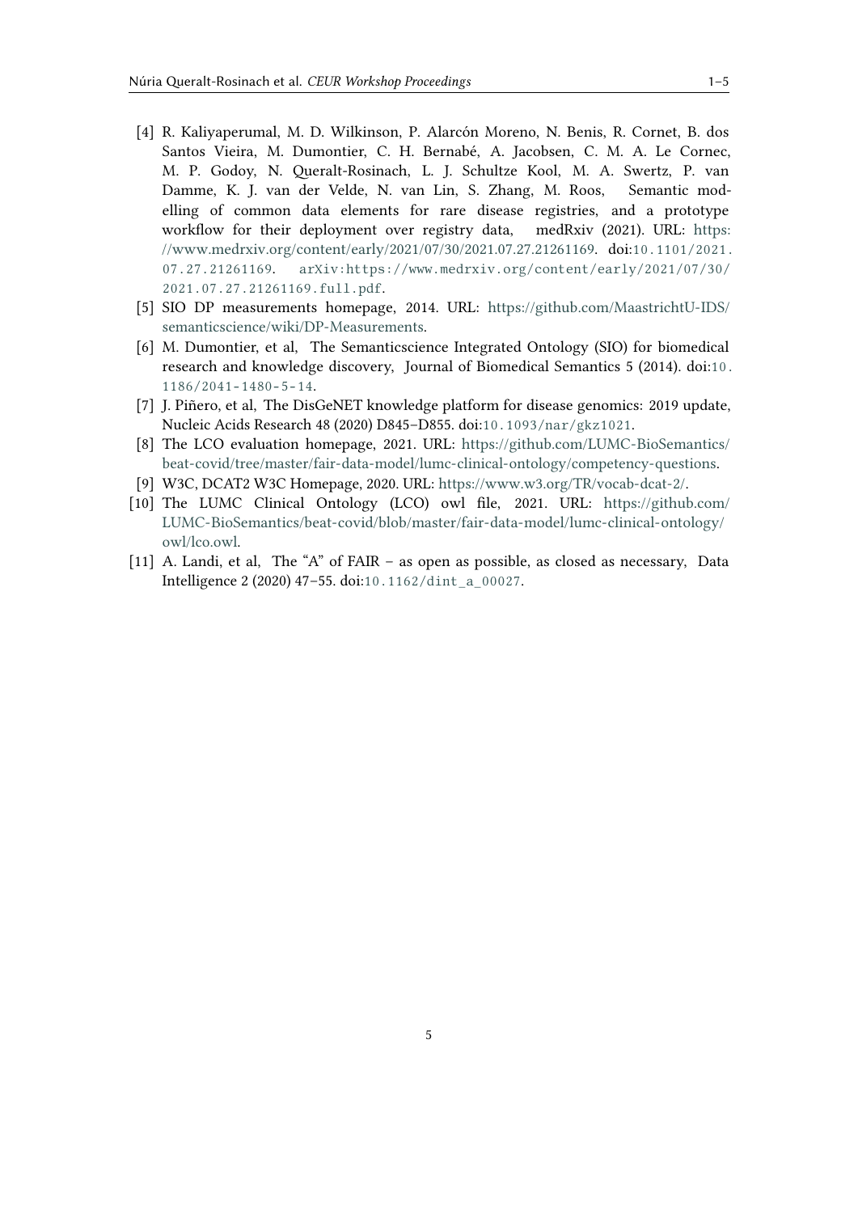[4] R. Kaliyaperumal, M. D. Wilkinson, P. Alarcón Moreno, N. Benis, R. Cornet, B. dos Santos Vieira, M. Dumontier, C. H. Bernabé, A. Jacobsen, C. M. A. Le Cornec, M. P. Godoy, N. Queralt-Rosinach, L. J. Schultze Kool, M. A. Swertz, P. van Damme, K. J. van der Velde, N. van Lin, S. Zhang, M. Roos, Semantic modelling of common data elements for rare disease registries, and a prototype workflow for their deployment over registry data, medRxiv (2021). URL: https://www.medrxiv.org/content/early/2021/07/30/2021.07.27.21261169. doi:10.1101/2021.07.27.21261169. arXiv:https://www.medrxiv.org/content/early/2021/07/30/2021.07.27.21261169.full.pdf.

[5] SIO DP measurements homepage, 2014. URL: https://github.com/MaastrichtU-IDS/semanticscience/wiki/DP-Measurements.

[6] M. Dumontier, et al, The Semanticscience Integrated Ontology (SIO) for biomedical research and knowledge discovery, Journal of Biomedical Semantics 5 (2014). doi:10.1186/2041-1480-5-14.

[7] J. Piñero, et al, The DisGeNET knowledge platform for disease genomics: 2019 update, Nucleic Acids Research 48 (2020) D845–D855. doi:10.1093/nar/gkz1021.

[8] The LCO evaluation homepage, 2021. URL: https://github.com/LUMC-BioSemantics/beat-covid/tree/master/fair-data-model/lumc-clinical-ontology/competency-questions.

[9] W3C, DCAT2 W3C Homepage, 2020. URL: https://www.w3.org/TR/vocab-dcat-2/.

[10] The LUMC Clinical Ontology (LCO) owl file, 2021. URL: https://github.com/LUMC-BioSemantics/beat-covid/blob/master/fair-data-model/lumc-clinical-ontology/owl/lco.owl.

[11] A. Landi, et al, The "A" of FAIR – as open as possible, as closed as necessary, Data Intelligence 2 (2020) 47–55. doi:10.1162/dint_a_00027.